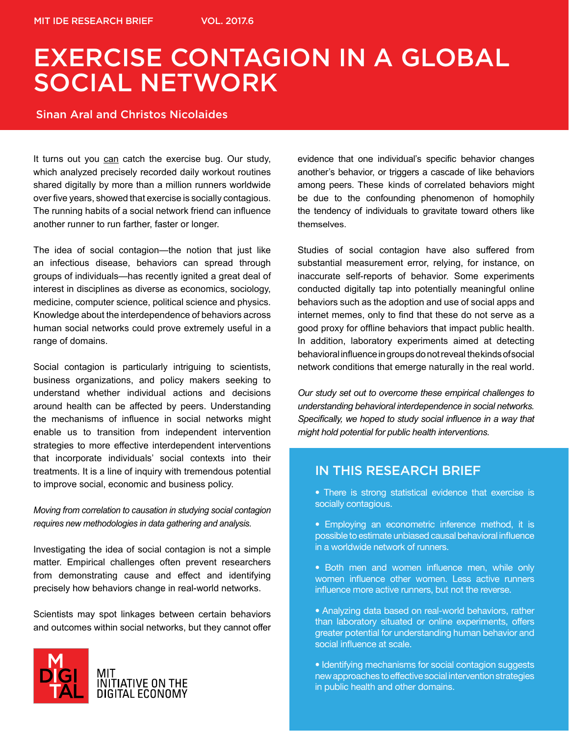MIT IDE RESEARCH BRIEF VOL. 2017.6

# EXERCISE CONTAGION IN A GLOBAL SOCIAL NETWORK

Sinan Aral and Christos Nicolaides

It turns out you can catch the exercise bug. Our study, which analyzed precisely recorded daily workout routines shared digitally by more than a million runners worldwide over five years, showed that exercise is socially contagious. The running habits of a social network friend can influence another runner to run farther, faster or longer.

The idea of social contagion—the notion that just like an infectious disease, behaviors can spread through groups of individuals—has recently ignited a great deal of interest in disciplines as diverse as economics, sociology, medicine, computer science, political science and physics. Knowledge about the interdependence of behaviors across human social networks could prove extremely useful in a range of domains.

Social contagion is particularly intriguing to scientists, business organizations, and policy makers seeking to understand whether individual actions and decisions around health can be affected by peers. Understanding the mechanisms of influence in social networks might enable us to transition from independent intervention strategies to more effective interdependent interventions that incorporate individuals' social contexts into their treatments. It is a line of inquiry with tremendous potential to improve social, economic and business policy.

*Moving from correlation to causation in studying social contagion requires new methodologies in data gathering and analysis.*

Investigating the idea of social contagion is not a simple matter. Empirical challenges often prevent researchers from demonstrating cause and effect and identifying precisely how behaviors change in real-world networks.

Scientists may spot linkages between certain behaviors and outcomes within social networks, but they cannot offer evidence that one individual's specific behavior changes another's behavior, or triggers a cascade of like behaviors among peers. These kinds of correlated behaviors might be due to the confounding phenomenon of homophily the tendency of individuals to gravitate toward others like themselves.

Studies of social contagion have also suffered from substantial measurement error, relying, for instance, on inaccurate self-reports of behavior. Some experiments conducted digitally tap into potentially meaningful online behaviors such as the adoption and use of social apps and internet memes, only to find that these do not serve as a good proxy for offline behaviors that impact public health. In addition, laboratory experiments aimed at detecting behavioral influence in groups do not reveal the kinds of social network conditions that emerge naturally in the real world.

*Our study set out to overcome these empirical challenges to understanding behavioral interdependence in social networks. Specifically, we hoped to study social influence in a way that might hold potential for public health interventions.*

## IN THIS RESEARCH BRIEF

- There is strong statistical evidence that exercise is socially contagious.
- Employing an econometric inference method, it is possible to estimate unbiased causal behavioral influence in a worldwide network of runners.
- Both men and women influence men, while only women influence other women. Less active runners influence more active runners, but not the reverse.
- Analyzing data based on real-world behaviors, rather than laboratory situated or online experiments, offers greater potential for understanding human behavior and social influence at scale.
- Identifying mechanisms for social contagion suggests new approaches to effective social intervention strategies in public health and other domains.

MIT INITIATIVE ON THE DIGITAL ECONOMY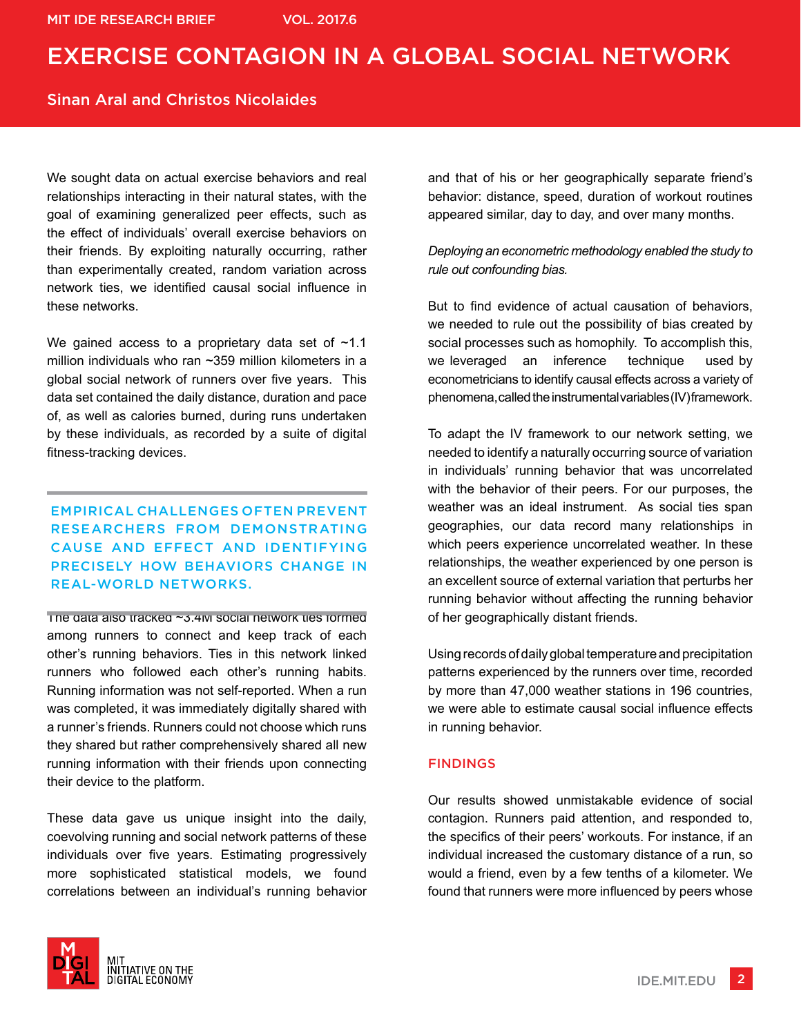We sought data on actual exercise behaviors and real relationships interacting in their natural states, with the goal of examining generalized peer effects, such as the effect of individuals' overall exercise behaviors on their friends. By exploiting naturally occurring, rather than experimentally created, random variation across network ties, we identified causal social influence in these networks.

We gained access to a proprietary data set of ~1.1 million individuals who ran ~359 million kilometers in a global social network of runners over five years. This data set contained the daily distance, duration and pace of, as well as calories burned, during runs undertaken by these individuals, as recorded by a suite of digital fitness-tracking devices.

**EMPIRICAL CHALLENGES OFTEN PREVENT RESEARCHERS FROM DEMONSTRATING CAUSE AND EFFECT AND IDENTIFYING PRECISELY HOW BEHAVIORS CHANGE IN REAL-WORLD NETWORKS.**

The data also tracked ~3.4M social network ties formed among runners to connect and keep track of each other's running behaviors. Ties in this network linked runners who followed each other's running habits. Running information was not self-reported. When a run was completed, it was immediately digitally shared with a runner's friends. Runners could not choose which runs they shared but rather comprehensively shared all new running information with their friends upon connecting their device to the platform.

These data gave us unique insight into the daily, coevolving running and social network patterns of these individuals over five years. Estimating progressively more sophisticated statistical models, we found correlations between an individual's running behavior and that of his or her geographically separate friend's behavior: distance, speed, duration of workout routines appeared similar, day to day, and over many months.

*Deploying an econometric methodology enabled the study to rule out confounding bias.*

But to find evidence of actual causation of behaviors, we needed to rule out the possibility of bias created by social processes such as homophily. To accomplish this, we leveraged an inference technique used by econometricians to identify causal effects across a variety of phenomena, called the instrumental variables (IV) framework.

To adapt the IV framework to our network setting, we needed to identify a naturally occurring source of variation in individuals' running behavior that was uncorrelated with the behavior of their peers. For our purposes, the weather was an ideal instrument. As social ties span geographies, our data record many relationships in which peers experience uncorrelated weather. In these relationships, the weather experienced by one person is an excellent source of external variation that perturbs her running behavior without affecting the running behavior of her geographically distant friends.

Using records of daily global temperature and precipitation patterns experienced by the runners over time, recorded by more than 47,000 weather stations in 196 countries, we were able to estimate causal social influence effects in running behavior.

## FINDINGS

Our results showed unmistakable evidence of social contagion. Runners paid attention, and responded to, the specifics of their peers' workouts. For instance, if an individual increased the customary distance of a run, so would a friend, even by a few tenths of a kilometer. We found that runners were more influenced by peers whose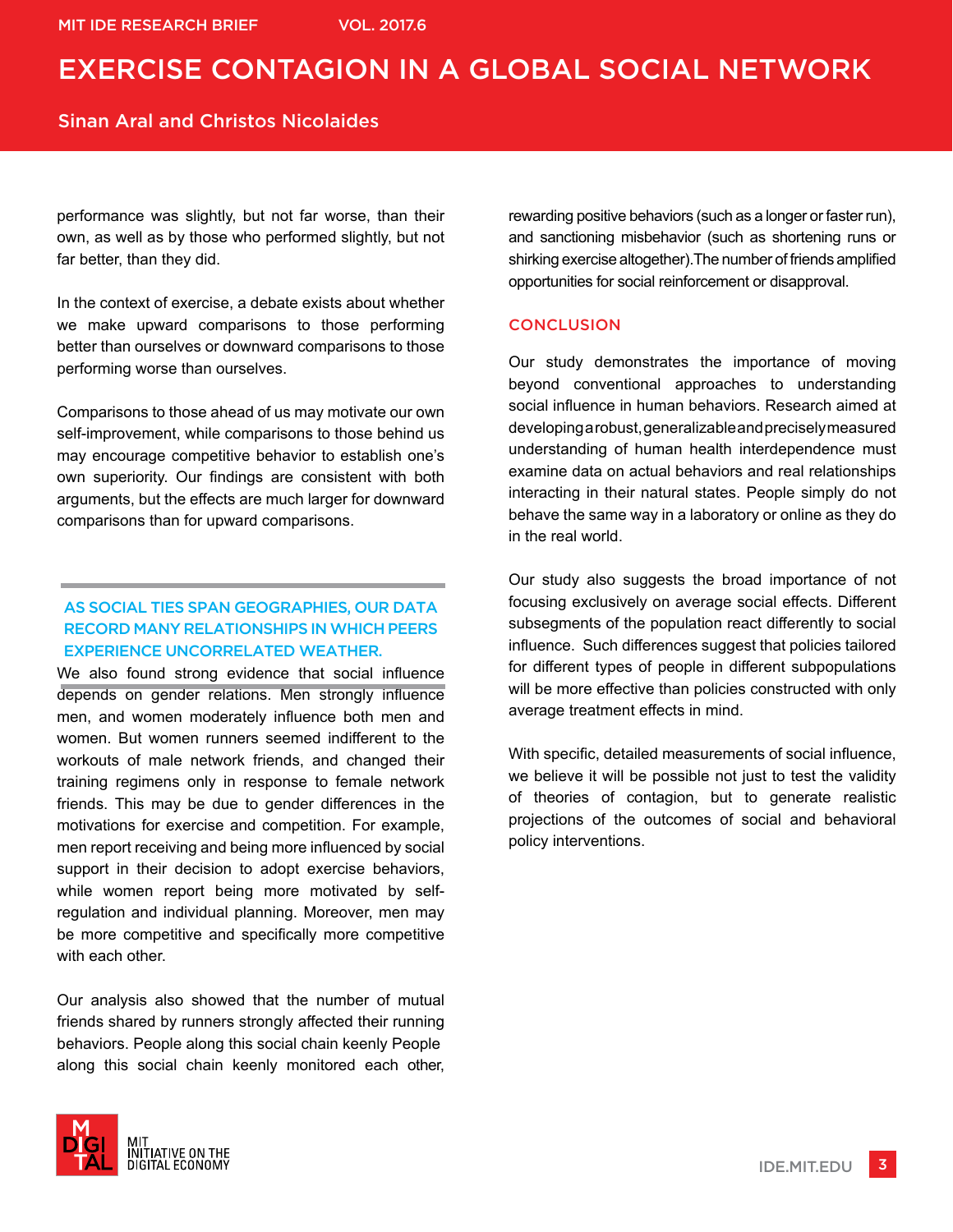performance was slightly, but not far worse, than their own, as well as by those who performed slightly, but not far better, than they did.

In the context of exercise, a debate exists about whether we make upward comparisons to those performing better than ourselves or downward comparisons to those performing worse than ourselves.

Comparisons to those ahead of us may motivate our own self-improvement, while comparisons to those behind us may encourage competitive behavior to establish one's own superiority. Our findings are consistent with both arguments, but the effects are much larger for downward comparisons than for upward comparisons.

**AS SOCIAL TIES SPAN GEOGRAPHIES, OUR DATA RECORD MANY RELATIONSHIPS IN WHICH PEERS EXPERIENCE UNCORRELATED WEATHER.**

We also found strong evidence that social influence depends on gender relations. Men strongly influence men, and women moderately influence both men and women. But women runners seemed indifferent to the workouts of male network friends, and changed their training regimens only in response to female network friends. This may be due to gender differences in the motivations for exercise and competition. For example, men report receiving and being more influenced by social support in their decision to adopt exercise behaviors, while women report being more motivated by self-regulation and individual planning. Moreover, men may be more competitive and specifically more competitive with each other.

Our analysis also showed that the number of mutual friends shared by runners strongly affected their running behaviors. People along this social chain keenly People along this social chain keenly monitored each other, rewarding positive behaviors (such as a longer or faster run), and sanctioning misbehavior (such as shortening runs or shirking exercise altogether). The number of friends amplified opportunities for social reinforcement or disapproval.

## CONCLUSION

Our study demonstrates the importance of moving beyond conventional approaches to understanding social influence in human behaviors. Research aimed at developing a robust, generalizable and precisely measured understanding of human health interdependence must examine data on actual behaviors and real relationships interacting in their natural states. People simply do not behave the same way in a laboratory or online as they do in the real world.

Our study also suggests the broad importance of not focusing exclusively on average social effects. Different subsegments of the population react differently to social influence. Such differences suggest that policies tailored for different types of people in different subpopulations will be more effective than policies constructed with only average treatment effects in mind.

With specific, detailed measurements of social influence, we believe it will be possible not just to test the validity of theories of contagion, but to generate realistic projections of the outcomes of social and behavioral policy interventions.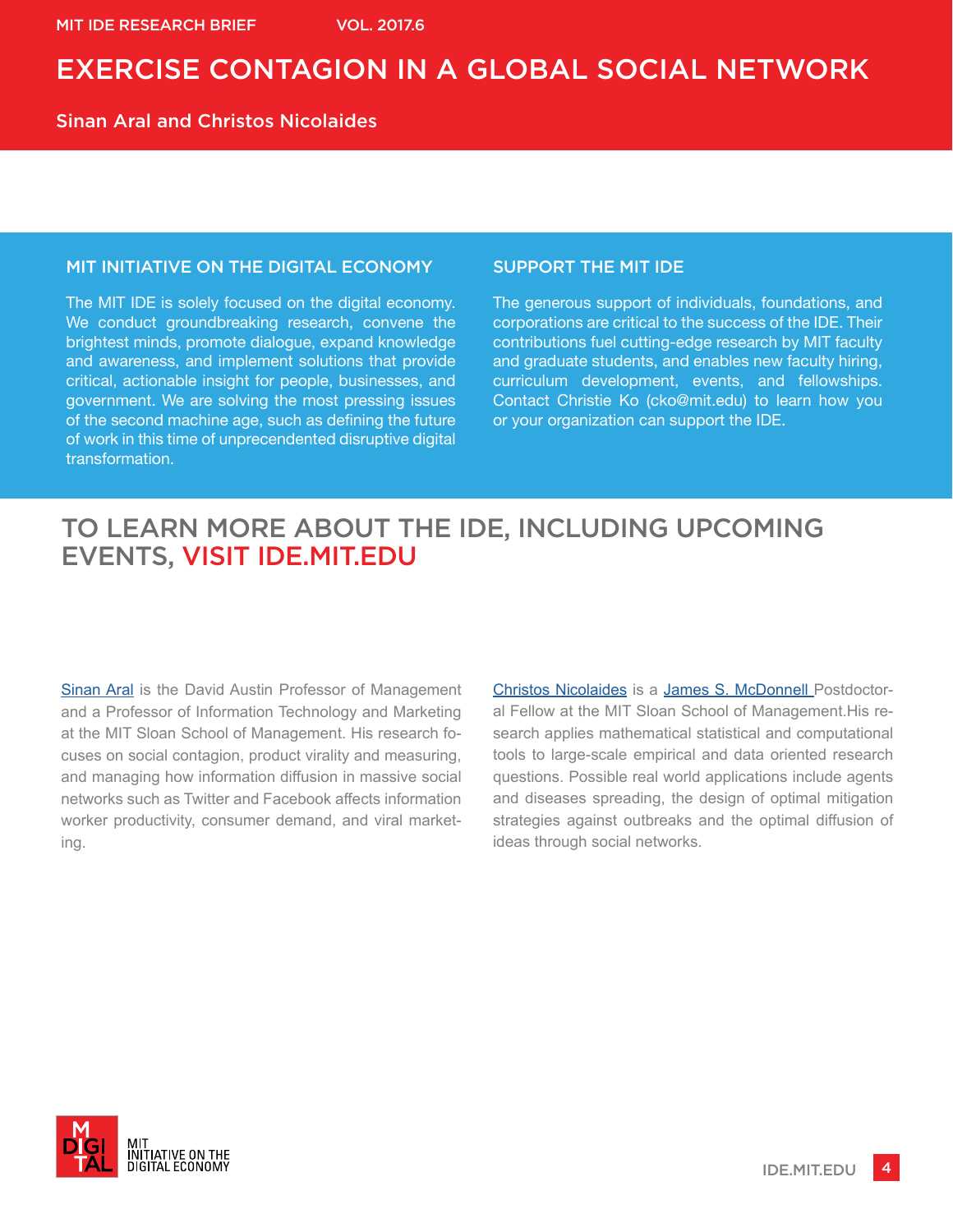# EXERCISE CONTAGION IN A GLOBAL SOCIAL NETWORK

Sinan Aral and Christos Nicolaides

## MIT INITIATIVE ON THE DIGITAL ECONOMY

The MIT IDE is solely focused on the digital economy. We conduct groundbreaking research, convene the brightest minds, promote dialogue, expand knowledge and awareness, and implement solutions that provide critical, actionable insight for people, businesses, and government. We are solving the most pressing issues of the second machine age, such as defining the future of work in this time of unprecendented disruptive digital transformation.

## SUPPORT THE MIT IDE

The generous support of individuals, foundations, and corporations are critical to the success of the IDE. Their contributions fuel cutting-edge research by MIT faculty and graduate students, and enables new faculty hiring, curriculum development, events, and fellowships. Contact Christie Ko (cko@mit.edu) to learn how you or your organization can support the IDE.

## TO LEARN MORE ABOUT THE IDE, INCLUDING UPCOMING EVENTS, VISIT IDE.MIT.EDU

Sinan Aral is the David Austin Professor of Management and a Professor of Information Technology and Marketing at the MIT Sloan School of Management. His research focuses on social contagion, product virality and measuring, and managing how information diffusion in massive social networks such as Twitter and Facebook affects information worker productivity, consumer demand, and viral marketing.

Christos Nicolaides is a James S. McDonnell Postdoctoral Fellow at the MIT Sloan School of Management.His research applies mathematical statistical and computational tools to large-scale empirical and data oriented research questions. Possible real world applications include agents and diseases spreading, the design of optimal mitigation strategies against outbreaks and the optimal diffusion of ideas through social networks.

MIT INITIATIVE ON THE DIGITAL ECONOMY